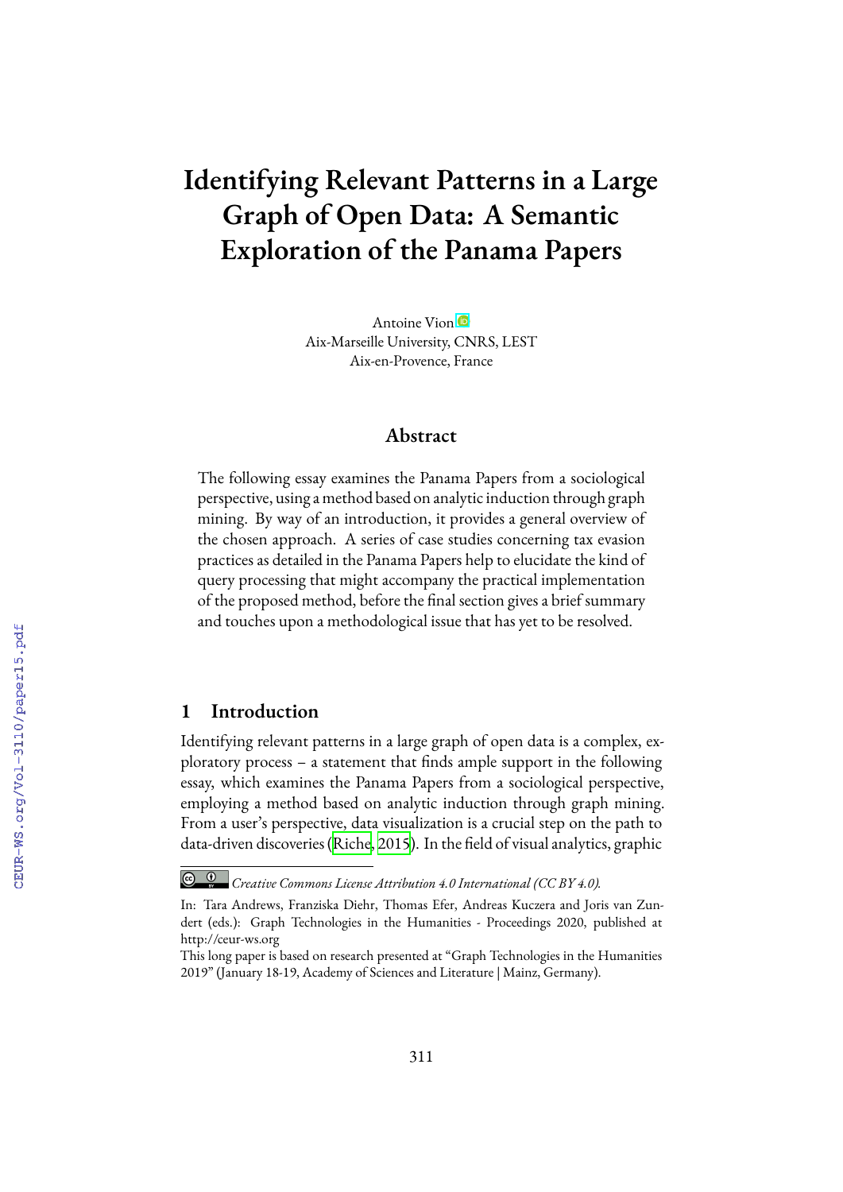# Identifying Relevant Patterns in a Large Graph of Open Data: A Semantic Exploration of the Panama Papers

Antoine Vion
Aix-Marseille University, CNRS, LEST
Aix-en-Provence, France

## Abstract

The following essay examines the Panama Papers from a sociological perspective, using a method based on analytic induction through graph mining. By way of an introduction, it provides a general overview of the chosen approach. A series of case studies concerning tax evasion practices as detailed in the Panama Papers help to elucidate the kind of query processing that might accompany the practical implementation of the proposed method, before the final section gives a brief summary and touches upon a methodological issue that has yet to be resolved.

## 1 Introduction

Identifying relevant patterns in a large graph of open data is a complex, exploratory process – a statement that finds ample support in the following essay, which examines the Panama Papers from a sociological perspective, employing a method based on analytic induction through graph mining. From a user's perspective, data visualization is a crucial step on the path to data-driven discoveries (Riche, 2015). In the field of visual analytics, graphic

---

*Creative Commons License Attribution 4.0 International (CC BY 4.0).*

In: Tara Andrews, Franziska Diehr, Thomas Efer, Andreas Kuczera and Joris van Zundert (eds.): Graph Technologies in the Humanities - Proceedings 2020, published at http://ceur-ws.org

This long paper is based on research presented at "Graph Technologies in the Humanities 2019" (January 18-19, Academy of Sciences and Literature | Mainz, Germany).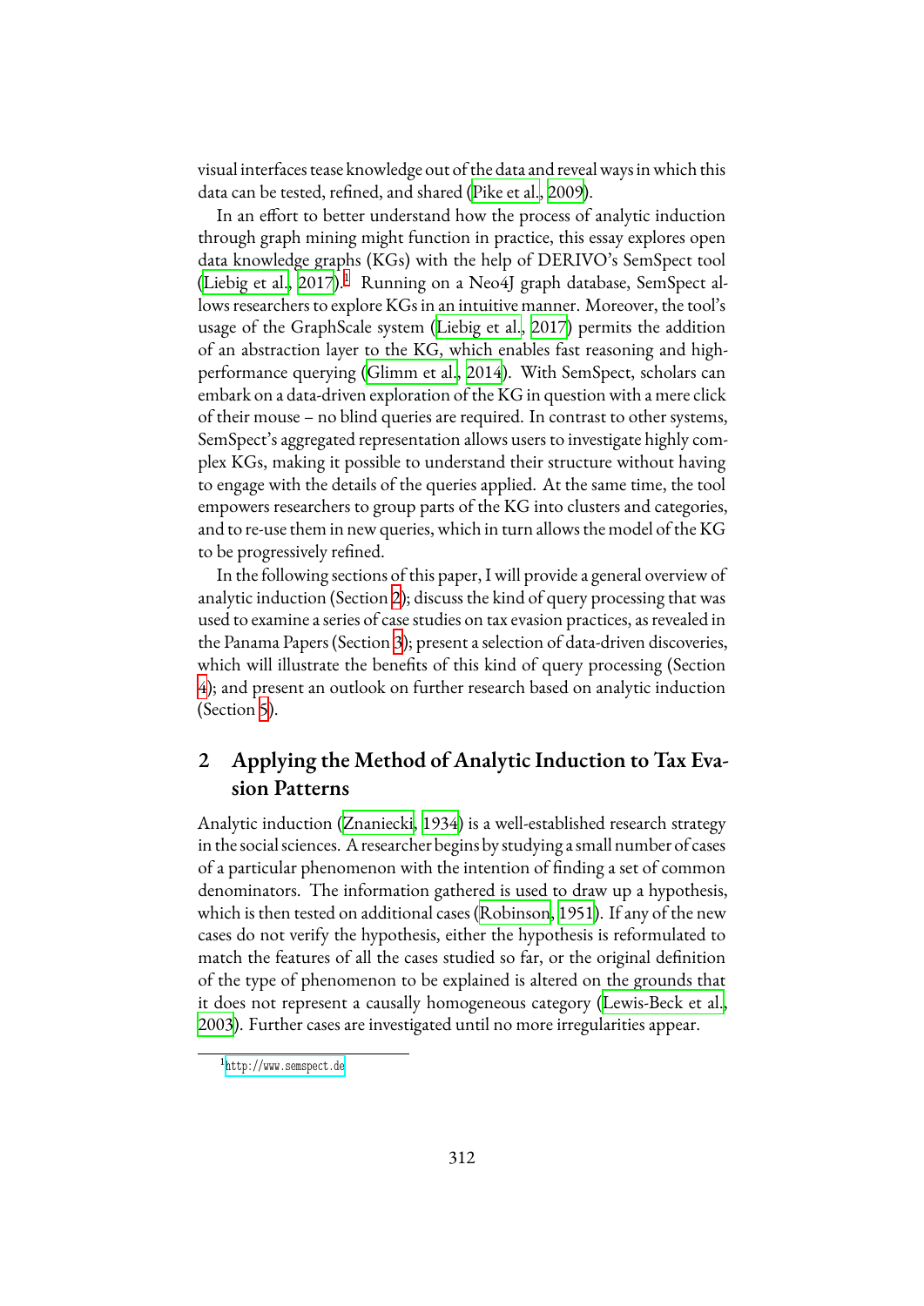visual interfaces tease knowledge out of the data and reveal ways in which this data can be tested, refined, and shared (Pike et al., 2009).

In an effort to better understand how the process of analytic induction through graph mining might function in practice, this essay explores open data knowledge graphs (KGs) with the help of DERIVO's SemSpect tool (Liebig et al., 2017).[1] Running on a Neo4J graph database, SemSpect allows researchers to explore KGs in an intuitive manner. Moreover, the tool's usage of the GraphScale system (Liebig et al., 2017) permits the addition of an abstraction layer to the KG, which enables fast reasoning and high-performance querying (Glimm et al., 2014). With SemSpect, scholars can embark on a data-driven exploration of the KG in question with a mere click of their mouse – no blind queries are required. In contrast to other systems, SemSpect's aggregated representation allows users to investigate highly complex KGs, making it possible to understand their structure without having to engage with the details of the queries applied. At the same time, the tool empowers researchers to group parts of the KG into clusters and categories, and to re-use them in new queries, which in turn allows the model of the KG to be progressively refined.

In the following sections of this paper, I will provide a general overview of analytic induction (Section 2); discuss the kind of query processing that was used to examine a series of case studies on tax evasion practices, as revealed in the Panama Papers (Section 3); present a selection of data-driven discoveries, which will illustrate the benefits of this kind of query processing (Section 4); and present an outlook on further research based on analytic induction (Section 5).

## 2 Applying the Method of Analytic Induction to Tax Evasion Patterns

Analytic induction (Znaniecki, 1934) is a well-established research strategy in the social sciences. A researcher begins by studying a small number of cases of a particular phenomenon with the intention of finding a set of common denominators. The information gathered is used to draw up a hypothesis, which is then tested on additional cases (Robinson, 1951). If any of the new cases do not verify the hypothesis, either the hypothesis is reformulated to match the features of all the cases studied so far, or the original definition of the type of phenomenon to be explained is altered on the grounds that it does not represent a causally homogeneous category (Lewis-Beck et al., 2003). Further cases are investigated until no more irregularities appear.

[1] http://www.semspect.de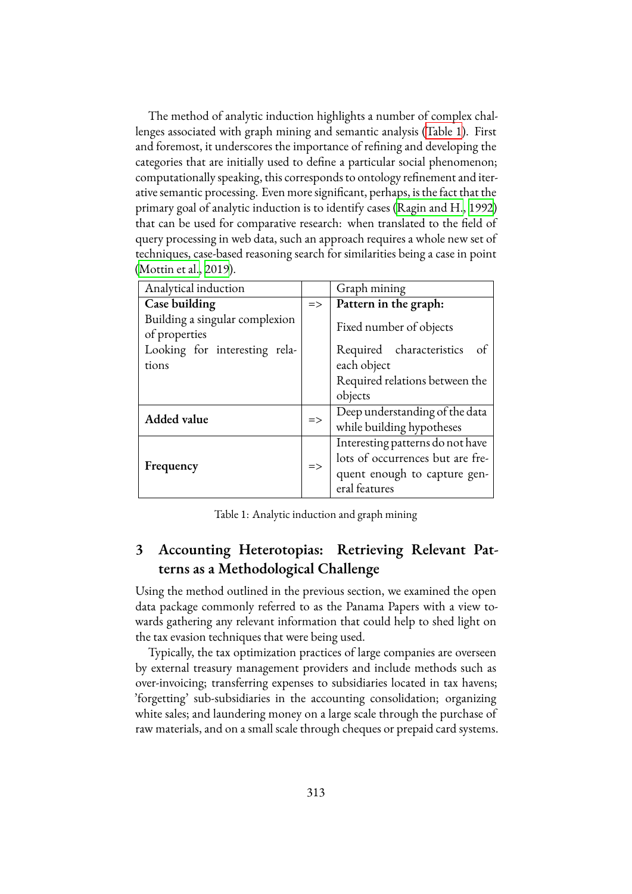The method of analytic induction highlights a number of complex challenges associated with graph mining and semantic analysis (Table 1). First and foremost, it underscores the importance of refining and developing the categories that are initially used to define a particular social phenomenon; computationally speaking, this corresponds to ontology refinement and iterative semantic processing. Even more significant, perhaps, is the fact that the primary goal of analytic induction is to identify cases (Ragin and H., 1992) that can be used for comparative research: when translated to the field of query processing in web data, such an approach requires a whole new set of techniques, case-based reasoning search for similarities being a case in point (Mottin et al., 2019).

| Analytical induction | | Graph mining |
|---|---|---|
| **Case building** | => | **Pattern in the graph:** |
| Building a singular complexion of properties | | Fixed number of objects |
| Looking for interesting relations | | Required characteristics of each object |
| | | Required relations between the objects |
| **Added value** | => | Deep understanding of the data while building hypotheses |
| **Frequency** | => | Interesting patterns do not have lots of occurrences but are frequent enough to capture general features |

Table 1: Analytic induction and graph mining

## 3 Accounting Heterotopias: Retrieving Relevant Patterns as a Methodological Challenge

Using the method outlined in the previous section, we examined the open data package commonly referred to as the Panama Papers with a view towards gathering any relevant information that could help to shed light on the tax evasion techniques that were being used.

Typically, the tax optimization practices of large companies are overseen by external treasury management providers and include methods such as over-invoicing; transferring expenses to subsidiaries located in tax havens; 'forgetting' sub-subsidiaries in the accounting consolidation; organizing white sales; and laundering money on a large scale through the purchase of raw materials, and on a small scale through cheques or prepaid card systems.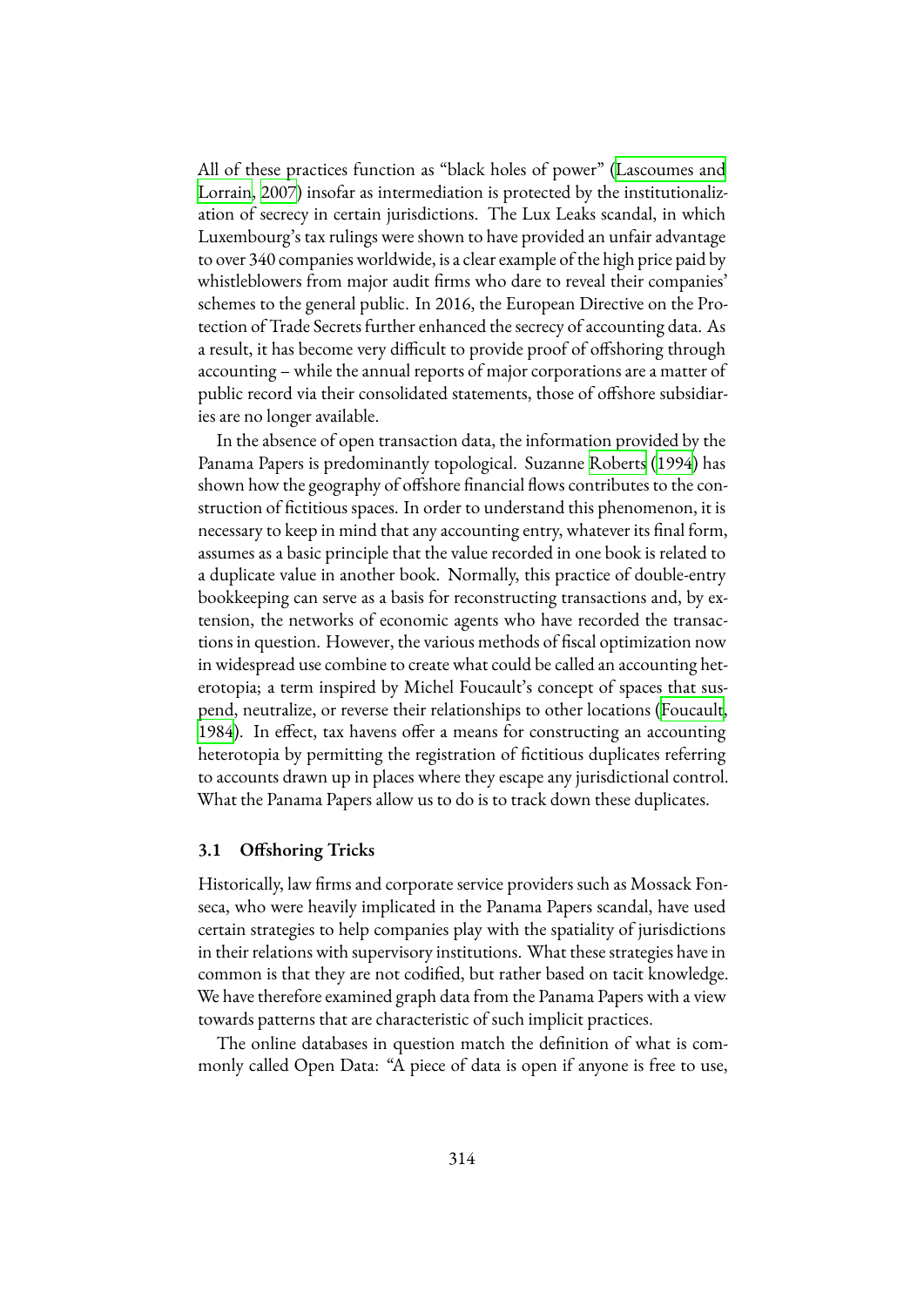All of these practices function as "black holes of power" (Lascoumes and Lorrain, 2007) insofar as intermediation is protected by the institutionalization of secrecy in certain jurisdictions. The Lux Leaks scandal, in which Luxembourg's tax rulings were shown to have provided an unfair advantage to over 340 companies worldwide, is a clear example of the high price paid by whistleblowers from major audit firms who dare to reveal their companies' schemes to the general public. In 2016, the European Directive on the Protection of Trade Secrets further enhanced the secrecy of accounting data. As a result, it has become very difficult to provide proof of offshoring through accounting – while the annual reports of major corporations are a matter of public record via their consolidated statements, those of offshore subsidiaries are no longer available.

In the absence of open transaction data, the information provided by the Panama Papers is predominantly topological. Suzanne Roberts (1994) has shown how the geography of offshore financial flows contributes to the construction of fictitious spaces. In order to understand this phenomenon, it is necessary to keep in mind that any accounting entry, whatever its final form, assumes as a basic principle that the value recorded in one book is related to a duplicate value in another book. Normally, this practice of double-entry bookkeeping can serve as a basis for reconstructing transactions and, by extension, the networks of economic agents who have recorded the transactions in question. However, the various methods of fiscal optimization now in widespread use combine to create what could be called an accounting heterotopia; a term inspired by Michel Foucault's concept of spaces that suspend, neutralize, or reverse their relationships to other locations (Foucault, 1984). In effect, tax havens offer a means for constructing an accounting heterotopia by permitting the registration of fictitious duplicates referring to accounts drawn up in places where they escape any jurisdictional control. What the Panama Papers allow us to do is to track down these duplicates.

### 3.1 Offshoring Tricks

Historically, law firms and corporate service providers such as Mossack Fonseca, who were heavily implicated in the Panama Papers scandal, have used certain strategies to help companies play with the spatiality of jurisdictions in their relations with supervisory institutions. What these strategies have in common is that they are not codified, but rather based on tacit knowledge. We have therefore examined graph data from the Panama Papers with a view towards patterns that are characteristic of such implicit practices.

The online databases in question match the definition of what is commonly called Open Data: "A piece of data is open if anyone is free to use,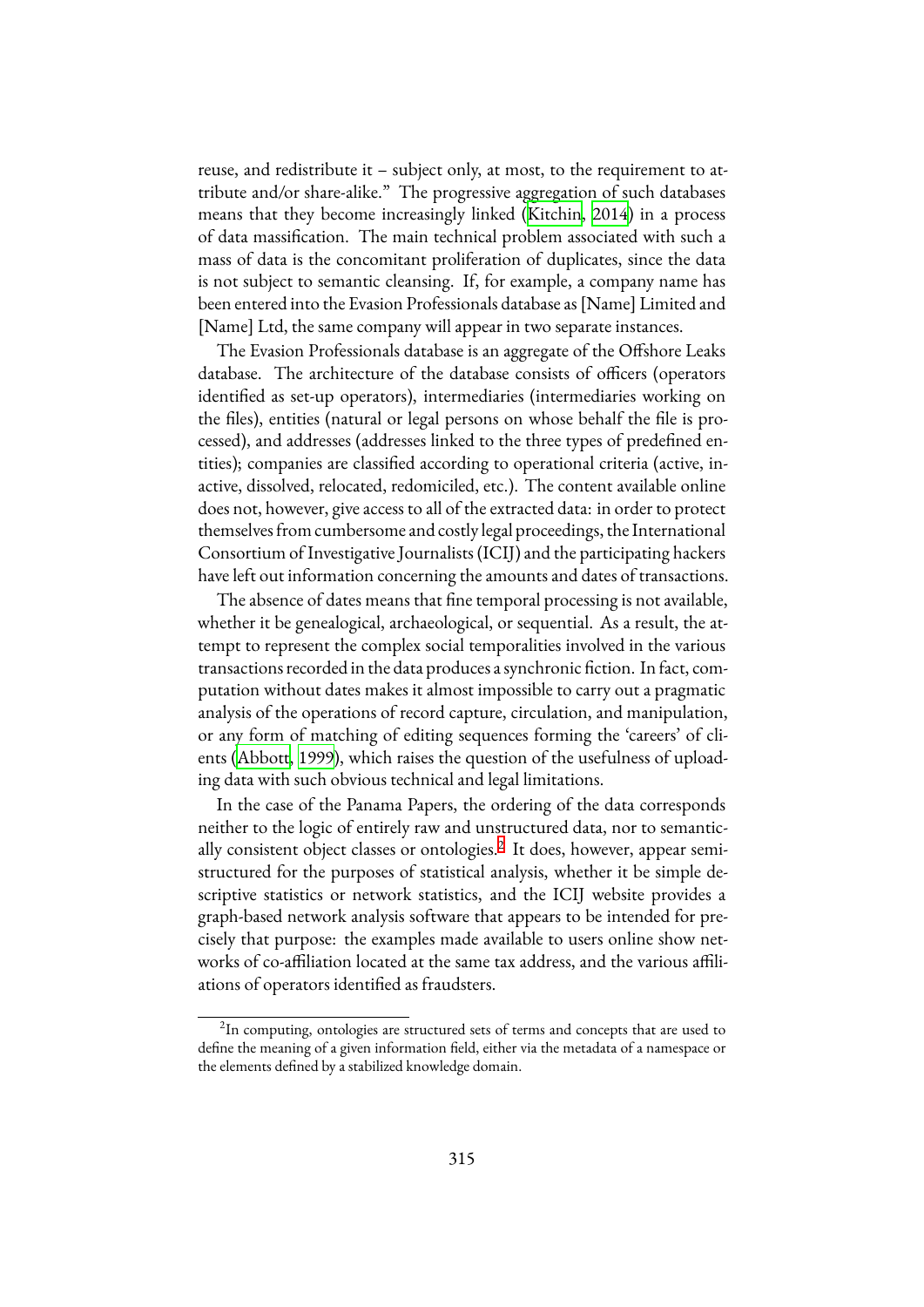reuse, and redistribute it – subject only, at most, to the requirement to attribute and/or share-alike.” The progressive aggregation of such databases means that they become increasingly linked (Kitchin, 2014) in a process of data massification. The main technical problem associated with such a mass of data is the concomitant proliferation of duplicates, since the data is not subject to semantic cleansing. If, for example, a company name has been entered into the Evasion Professionals database as [Name] Limited and [Name] Ltd, the same company will appear in two separate instances.

The Evasion Professionals database is an aggregate of the Offshore Leaks database. The architecture of the database consists of officers (operators identified as set-up operators), intermediaries (intermediaries working on the files), entities (natural or legal persons on whose behalf the file is processed), and addresses (addresses linked to the three types of predefined entities); companies are classified according to operational criteria (active, inactive, dissolved, relocated, redomiciled, etc.). The content available online does not, however, give access to all of the extracted data: in order to protect themselves from cumbersome and costly legal proceedings, the International Consortium of Investigative Journalists (ICIJ) and the participating hackers have left out information concerning the amounts and dates of transactions.

The absence of dates means that fine temporal processing is not available, whether it be genealogical, archaeological, or sequential. As a result, the attempt to represent the complex social temporalities involved in the various transactions recorded in the data produces a synchronic fiction. In fact, computation without dates makes it almost impossible to carry out a pragmatic analysis of the operations of record capture, circulation, and manipulation, or any form of matching of editing sequences forming the ‘careers’ of clients (Abbott, 1999), which raises the question of the usefulness of uploading data with such obvious technical and legal limitations.

In the case of the Panama Papers, the ordering of the data corresponds neither to the logic of entirely raw and unstructured data, nor to semantically consistent object classes or ontologies.[2] It does, however, appear semi-structured for the purposes of statistical analysis, whether it be simple descriptive statistics or network statistics, and the ICIJ website provides a graph-based network analysis software that appears to be intended for precisely that purpose: the examples made available to users online show networks of co-affiliation located at the same tax address, and the various affiliations of operators identified as fraudsters.

[2] In computing, ontologies are structured sets of terms and concepts that are used to define the meaning of a given information field, either via the metadata of a namespace or the elements defined by a stabilized knowledge domain.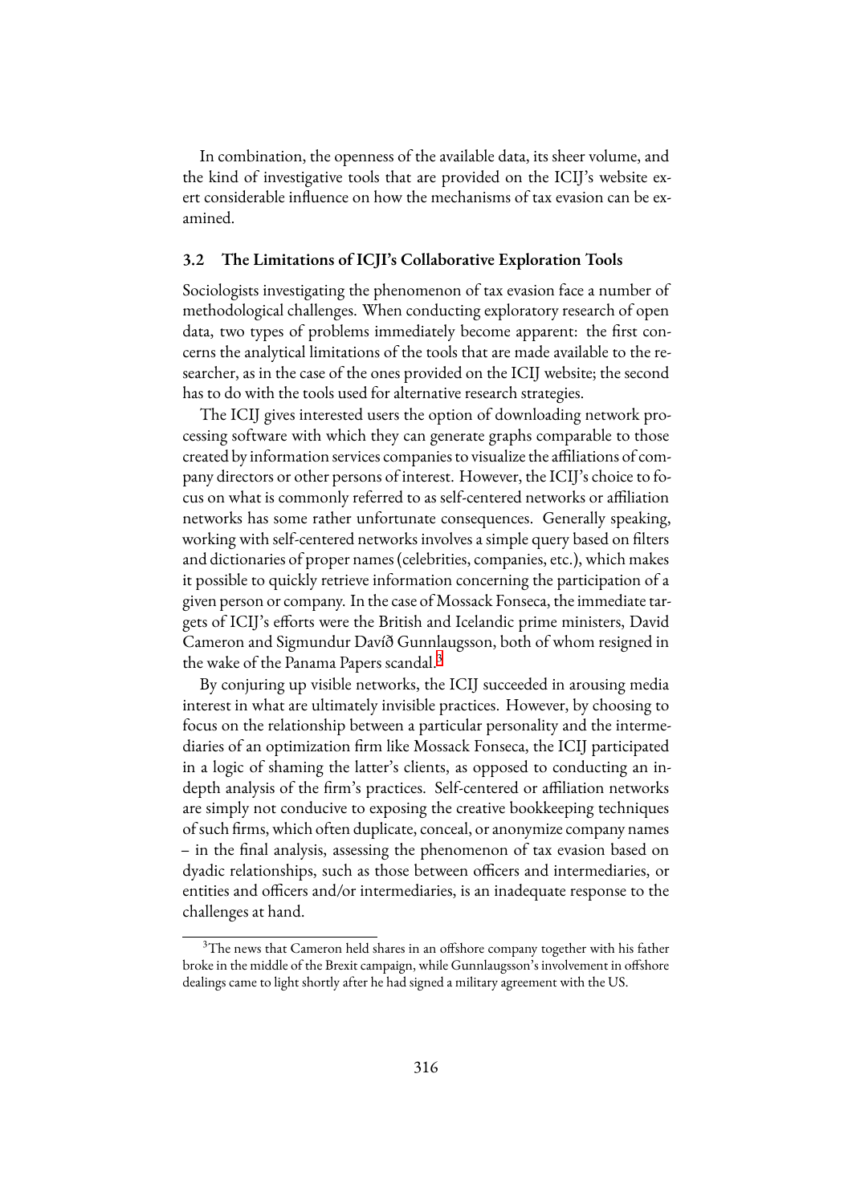In combination, the openness of the available data, its sheer volume, and the kind of investigative tools that are provided on the ICIJ's website exert considerable influence on how the mechanisms of tax evasion can be examined.

### 3.2 The Limitations of ICJI's Collaborative Exploration Tools

Sociologists investigating the phenomenon of tax evasion face a number of methodological challenges. When conducting exploratory research of open data, two types of problems immediately become apparent: the first concerns the analytical limitations of the tools that are made available to the researcher, as in the case of the ones provided on the ICIJ website; the second has to do with the tools used for alternative research strategies.

The ICIJ gives interested users the option of downloading network processing software with which they can generate graphs comparable to those created by information services companies to visualize the affiliations of company directors or other persons of interest. However, the ICIJ's choice to focus on what is commonly referred to as self-centered networks or affiliation networks has some rather unfortunate consequences. Generally speaking, working with self-centered networks involves a simple query based on filters and dictionaries of proper names (celebrities, companies, etc.), which makes it possible to quickly retrieve information concerning the participation of a given person or company. In the case of Mossack Fonseca, the immediate targets of ICIJ's efforts were the British and Icelandic prime ministers, David Cameron and Sigmundur Davíð Gunnlaugsson, both of whom resigned in the wake of the Panama Papers scandal.[3]

By conjuring up visible networks, the ICIJ succeeded in arousing media interest in what are ultimately invisible practices. However, by choosing to focus on the relationship between a particular personality and the intermediaries of an optimization firm like Mossack Fonseca, the ICIJ participated in a logic of shaming the latter's clients, as opposed to conducting an in-depth analysis of the firm's practices. Self-centered or affiliation networks are simply not conducive to exposing the creative bookkeeping techniques of such firms, which often duplicate, conceal, or anonymize company names – in the final analysis, assessing the phenomenon of tax evasion based on dyadic relationships, such as those between officers and intermediaries, or entities and officers and/or intermediaries, is an inadequate response to the challenges at hand.

[3] The news that Cameron held shares in an offshore company together with his father broke in the middle of the Brexit campaign, while Gunnlaugsson's involvement in offshore dealings came to light shortly after he had signed a military agreement with the US.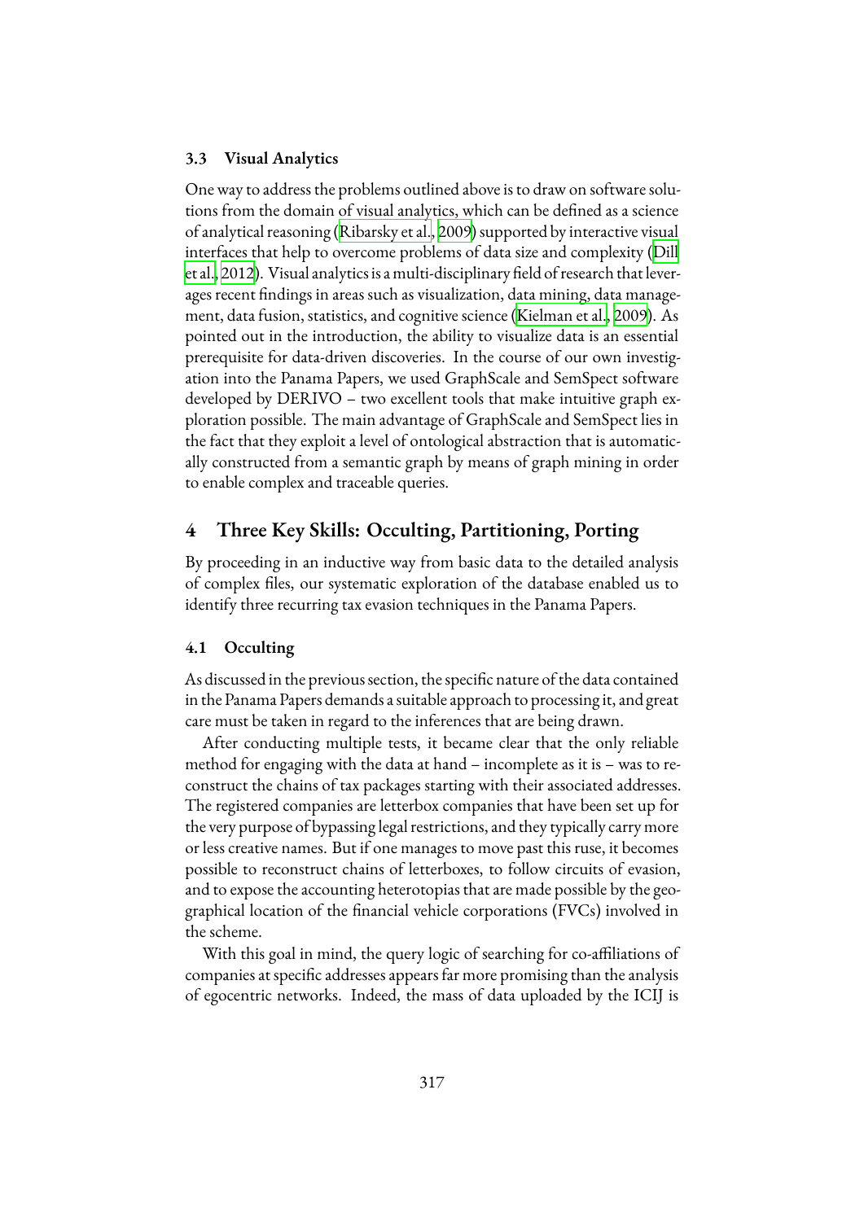### 3.3 Visual Analytics

One way to address the problems outlined above is to draw on software solutions from the domain of visual analytics, which can be defined as a science of analytical reasoning (Ribarsky et al., 2009) supported by interactive visual interfaces that help to overcome problems of data size and complexity (Dill et al., 2012). Visual analytics is a multi-disciplinary field of research that leverages recent findings in areas such as visualization, data mining, data management, data fusion, statistics, and cognitive science (Kielman et al., 2009). As pointed out in the introduction, the ability to visualize data is an essential prerequisite for data-driven discoveries. In the course of our own investigation into the Panama Papers, we used GraphScale and SemSpect software developed by DERIVO – two excellent tools that make intuitive graph exploration possible. The main advantage of GraphScale and SemSpect lies in the fact that they exploit a level of ontological abstraction that is automatically constructed from a semantic graph by means of graph mining in order to enable complex and traceable queries.

## 4 Three Key Skills: Occulting, Partitioning, Porting

By proceeding in an inductive way from basic data to the detailed analysis of complex files, our systematic exploration of the database enabled us to identify three recurring tax evasion techniques in the Panama Papers.

### 4.1 Occulting

As discussed in the previous section, the specific nature of the data contained in the Panama Papers demands a suitable approach to processing it, and great care must be taken in regard to the inferences that are being drawn.

After conducting multiple tests, it became clear that the only reliable method for engaging with the data at hand – incomplete as it is – was to reconstruct the chains of tax packages starting with their associated addresses. The registered companies are letterbox companies that have been set up for the very purpose of bypassing legal restrictions, and they typically carry more or less creative names. But if one manages to move past this ruse, it becomes possible to reconstruct chains of letterboxes, to follow circuits of evasion, and to expose the accounting heterotopias that are made possible by the geographical location of the financial vehicle corporations (FVCs) involved in the scheme.

With this goal in mind, the query logic of searching for co-affiliations of companies at specific addresses appears far more promising than the analysis of egocentric networks. Indeed, the mass of data uploaded by the ICIJ is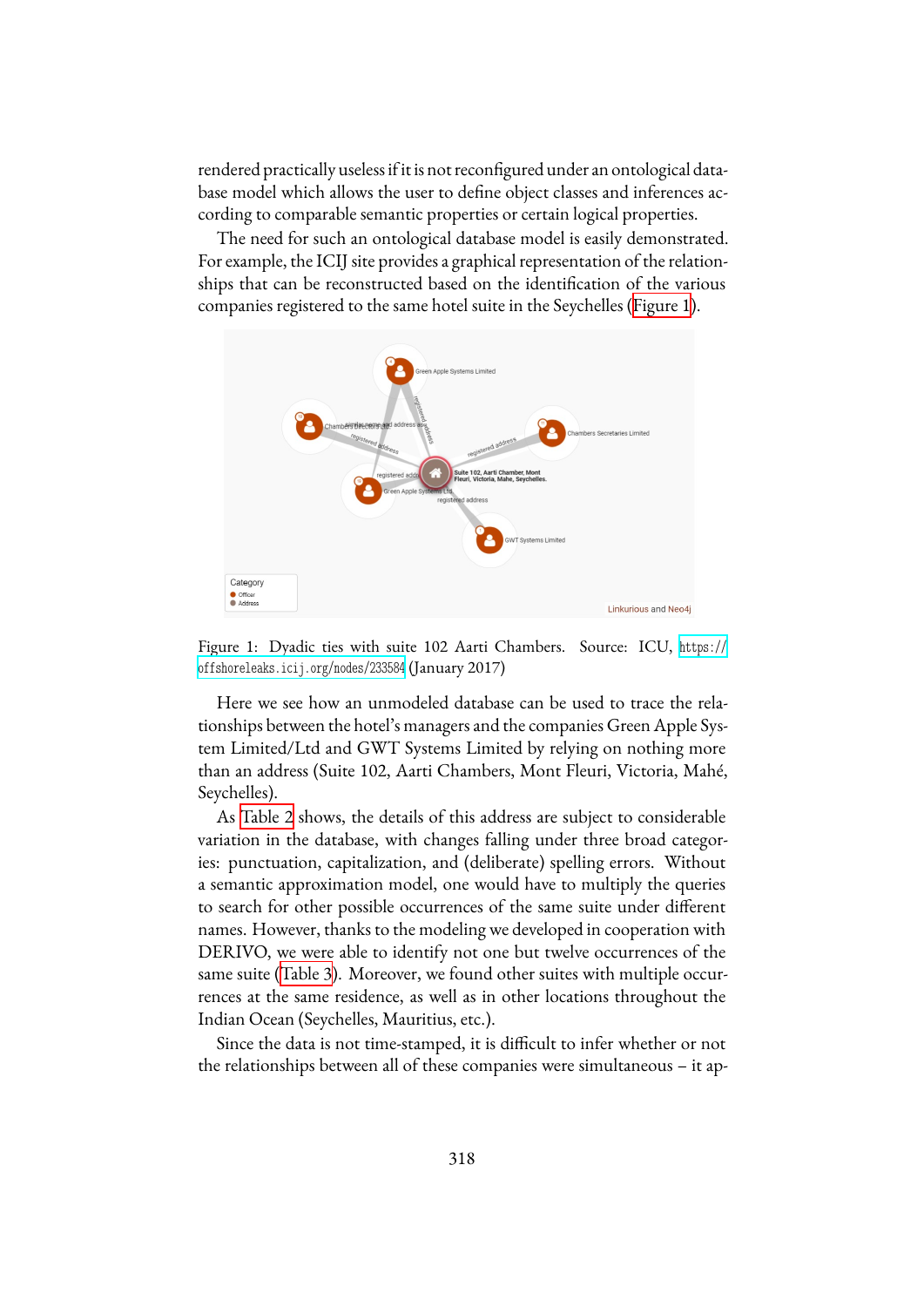rendered practically useless if it is not reconfigured under an ontological database model which allows the user to define object classes and inferences according to comparable semantic properties or certain logical properties.

The need for such an ontological database model is easily demonstrated. For example, the ICIJ site provides a graphical representation of the relationships that can be reconstructed based on the identification of the various companies registered to the same hotel suite in the Seychelles (Figure 1).

Figure 1: Dyadic ties with suite 102 Aarti Chambers. Source: ICU, https://offshoreleaks.icij.org/nodes/233584 (January 2017)

Here we see how an unmodeled database can be used to trace the relationships between the hotel's managers and the companies Green Apple System Limited/Ltd and GWT Systems Limited by relying on nothing more than an address (Suite 102, Aarti Chambers, Mont Fleuri, Victoria, Mahé, Seychelles).

As Table 2 shows, the details of this address are subject to considerable variation in the database, with changes falling under three broad categories: punctuation, capitalization, and (deliberate) spelling errors. Without a semantic approximation model, one would have to multiply the queries to search for other possible occurrences of the same suite under different names. However, thanks to the modeling we developed in cooperation with DERIVO, we were able to identify not one but twelve occurrences of the same suite (Table 3). Moreover, we found other suites with multiple occurrences at the same residence, as well as in other locations throughout the Indian Ocean (Seychelles, Mauritius, etc.).

Since the data is not time-stamped, it is difficult to infer whether or not the relationships between all of these companies were simultaneous – it ap-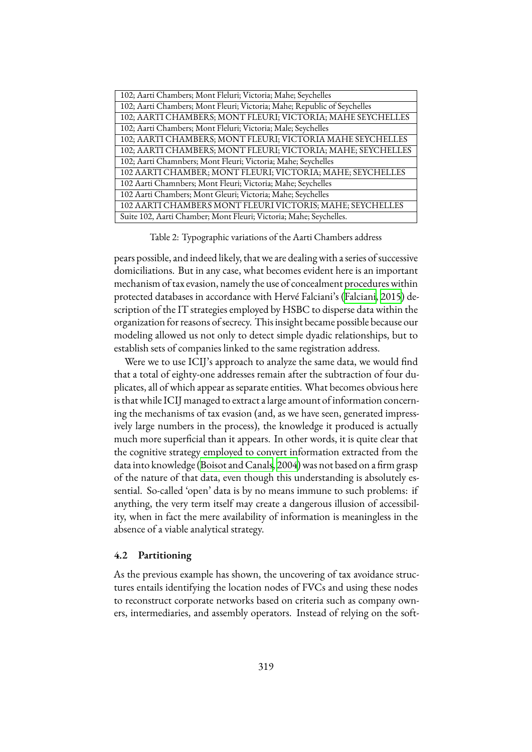| 102; Aarti Chambers; Mont Fleluri; Victoria; Mahe; Seychelles |
| --- |
| 102; Aarti Chambers; Mont Fleuri; Victoria; Mahe; Republic of Seychelles |
| 102; AARTI CHAMBERS; MONT FLEURI; VICTORIA; MAHE SEYCHELLES |
| 102; Aarti Chambers; Mont Fleluri; Victoria; Male; Seychelles |
| 102; AARTI CHAMBERS; MONT FLEURI; VICTORIA MAHE SEYCHELLES |
| 102; AARTI CHAMBERS; MONT FLEURI; VICTORIA; MAHE; SEYCHELLES |
| 102; Aarti Chamnbers; Mont Fleuri; Victoria; Mahe; Seychelles |
| 102 AARTI CHAMBER; MONT FLEURI; VICTORIA; MAHE; SEYCHELLES |
| 102 Aarti Chamnbers; Mont Fleuri; Victoria; Mahe; Seychelles |
| 102 Aarti Chambers; Mont Gleuri; Victoria; Mahe; Seychelles |
| 102 AARTI CHAMBERS MONT FLEURI VICTORIS; MAHE; SEYCHELLES |
| Suite 102, Aarti Chamber; Mont Fleuri; Victoria; Mahe; Seychelles. |

Table 2: Typographic variations of the Aarti Chambers address

pears possible, and indeed likely, that we are dealing with a series of successive domiciliations. But in any case, what becomes evident here is an important mechanism of tax evasion, namely the use of concealment procedures within protected databases in accordance with Hervé Falciani's (Falciani, 2015) description of the IT strategies employed by HSBC to disperse data within the organization for reasons of secrecy. This insight became possible because our modeling allowed us not only to detect simple dyadic relationships, but to establish sets of companies linked to the same registration address.

Were we to use ICIJ's approach to analyze the same data, we would find that a total of eighty-one addresses remain after the subtraction of four duplicates, all of which appear as separate entities. What becomes obvious here is that while ICIJ managed to extract a large amount of information concerning the mechanisms of tax evasion (and, as we have seen, generated impressively large numbers in the process), the knowledge it produced is actually much more superficial than it appears. In other words, it is quite clear that the cognitive strategy employed to convert information extracted from the data into knowledge (Boisot and Canals, 2004) was not based on a firm grasp of the nature of that data, even though this understanding is absolutely essential. So-called 'open' data is by no means immune to such problems: if anything, the very term itself may create a dangerous illusion of accessibility, when in fact the mere availability of information is meaningless in the absence of a viable analytical strategy.

### 4.2 Partitioning

As the previous example has shown, the uncovering of tax avoidance structures entails identifying the location nodes of FVCs and using these nodes to reconstruct corporate networks based on criteria such as company owners, intermediaries, and assembly operators. Instead of relying on the soft-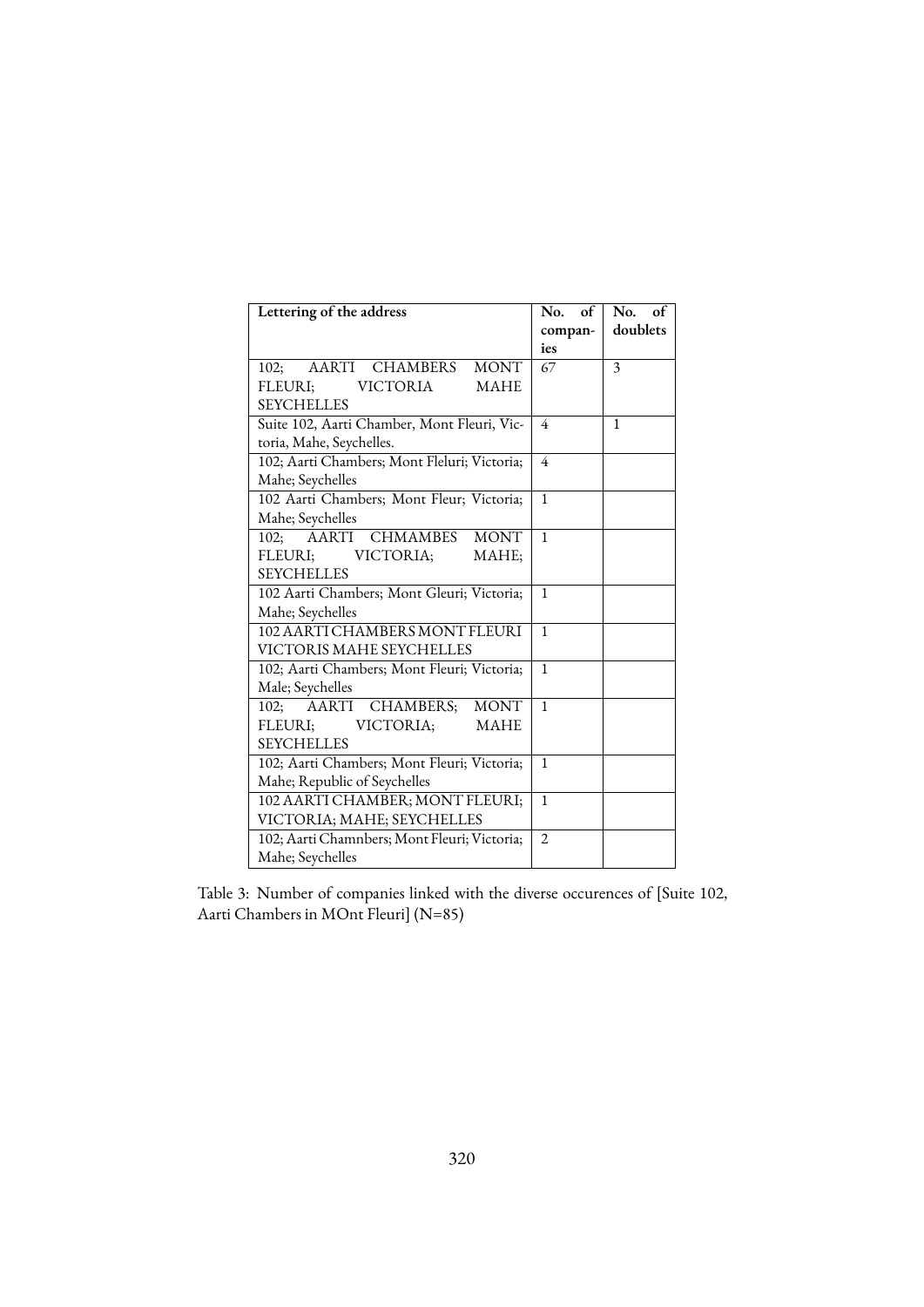| Lettering of the address | No. of companies | No. of doublets |
|---|---|---|
| 102; AARTI CHAMBERS MONT FLEURI; VICTORIA MAHE SEYCHELLES | 67 | 3 |
| Suite 102, Aarti Chamber, Mont Fleuri, Victoria, Mahe, Seychelles. | 4 | 1 |
| 102; Aarti Chambers; Mont Fleluri; Victoria; Mahe; Seychelles | 4 | |
| 102 Aarti Chambers; Mont Fleur; Victoria; Mahe; Seychelles | 1 | |
| 102; AARTI CHMAMBES MONT FLEURI; VICTORIA; MAHE; SEYCHELLES | 1 | |
| 102 Aarti Chambers; Mont Gleuri; Victoria; Mahe; Seychelles | 1 | |
| 102 AARTI CHAMBERS MONT FLEURI VICTORIS MAHE SEYCHELLES | 1 | |
| 102; Aarti Chambers; Mont Fleuri; Victoria; Male; Seychelles | 1 | |
| 102; AARTI CHAMBERS; MONT FLEURI; VICTORIA; MAHE SEYCHELLES | 1 | |
| 102; Aarti Chambers; Mont Fleuri; Victoria; Mahe; Republic of Seychelles | 1 | |
| 102 AARTI CHAMBER; MONT FLEURI; VICTORIA; MAHE; SEYCHELLES | 1 | |
| 102; Aarti Chamnbers; Mont Fleuri; Victoria; Mahe; Seychelles | 2 | |

Table 3: Number of companies linked with the diverse occurences of [Suite 102, Aarti Chambers in MOnt Fleuri] (N=85)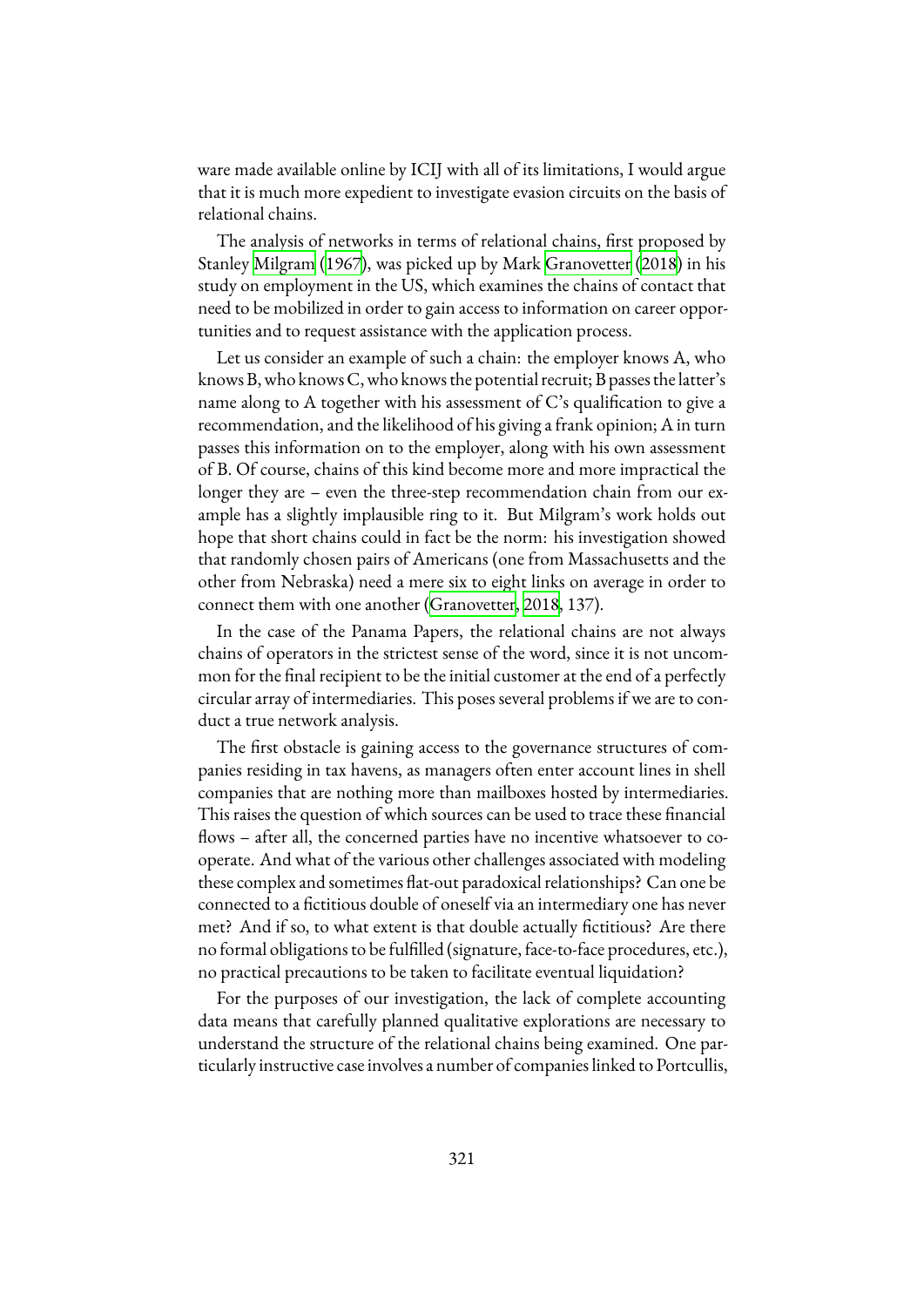ware made available online by ICIJ with all of its limitations, I would argue that it is much more expedient to investigate evasion circuits on the basis of relational chains.

The analysis of networks in terms of relational chains, first proposed by Stanley Milgram (1967), was picked up by Mark Granovetter (2018) in his study on employment in the US, which examines the chains of contact that need to be mobilized in order to gain access to information on career opportunities and to request assistance with the application process.

Let us consider an example of such a chain: the employer knows A, who knows B, who knows C, who knows the potential recruit; B passes the latter's name along to A together with his assessment of C's qualification to give a recommendation, and the likelihood of his giving a frank opinion; A in turn passes this information on to the employer, along with his own assessment of B. Of course, chains of this kind become more and more impractical the longer they are – even the three-step recommendation chain from our example has a slightly implausible ring to it. But Milgram's work holds out hope that short chains could in fact be the norm: his investigation showed that randomly chosen pairs of Americans (one from Massachusetts and the other from Nebraska) need a mere six to eight links on average in order to connect them with one another (Granovetter, 2018, 137).

In the case of the Panama Papers, the relational chains are not always chains of operators in the strictest sense of the word, since it is not uncommon for the final recipient to be the initial customer at the end of a perfectly circular array of intermediaries. This poses several problems if we are to conduct a true network analysis.

The first obstacle is gaining access to the governance structures of companies residing in tax havens, as managers often enter account lines in shell companies that are nothing more than mailboxes hosted by intermediaries. This raises the question of which sources can be used to trace these financial flows – after all, the concerned parties have no incentive whatsoever to cooperate. And what of the various other challenges associated with modeling these complex and sometimes flat-out paradoxical relationships? Can one be connected to a fictitious double of oneself via an intermediary one has never met? And if so, to what extent is that double actually fictitious? Are there no formal obligations to be fulfilled (signature, face-to-face procedures, etc.), no practical precautions to be taken to facilitate eventual liquidation?

For the purposes of our investigation, the lack of complete accounting data means that carefully planned qualitative explorations are necessary to understand the structure of the relational chains being examined. One particularly instructive case involves a number of companies linked to Portcullis,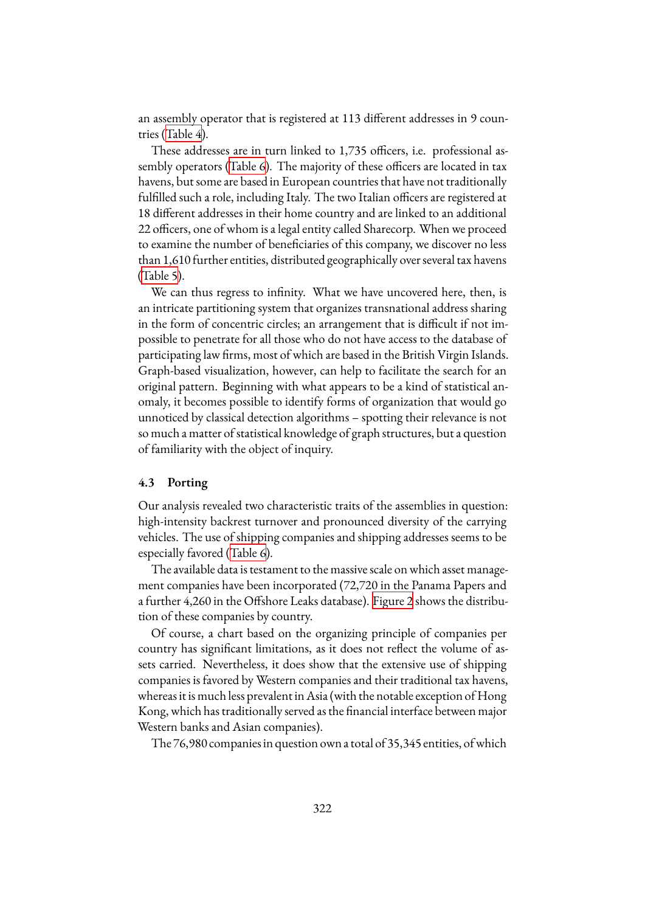an assembly operator that is registered at 113 different addresses in 9 countries (Table 4).

These addresses are in turn linked to 1,735 officers, i.e. professional assembly operators (Table 6). The majority of these officers are located in tax havens, but some are based in European countries that have not traditionally fulfilled such a role, including Italy. The two Italian officers are registered at 18 different addresses in their home country and are linked to an additional 22 officers, one of whom is a legal entity called Sharecorp. When we proceed to examine the number of beneficiaries of this company, we discover no less than 1,610 further entities, distributed geographically over several tax havens (Table 5).

We can thus regress to infinity. What we have uncovered here, then, is an intricate partitioning system that organizes transnational address sharing in the form of concentric circles; an arrangement that is difficult if not impossible to penetrate for all those who do not have access to the database of participating law firms, most of which are based in the British Virgin Islands. Graph-based visualization, however, can help to facilitate the search for an original pattern. Beginning with what appears to be a kind of statistical anomaly, it becomes possible to identify forms of organization that would go unnoticed by classical detection algorithms – spotting their relevance is not so much a matter of statistical knowledge of graph structures, but a question of familiarity with the object of inquiry.

### 4.3 Porting

Our analysis revealed two characteristic traits of the assemblies in question: high-intensity backrest turnover and pronounced diversity of the carrying vehicles. The use of shipping companies and shipping addresses seems to be especially favored (Table 6).

The available data is testament to the massive scale on which asset management companies have been incorporated (72,720 in the Panama Papers and a further 4,260 in the Offshore Leaks database). Figure 2 shows the distribution of these companies by country.

Of course, a chart based on the organizing principle of companies per country has significant limitations, as it does not reflect the volume of assets carried. Nevertheless, it does show that the extensive use of shipping companies is favored by Western companies and their traditional tax havens, whereas it is much less prevalent in Asia (with the notable exception of Hong Kong, which has traditionally served as the financial interface between major Western banks and Asian companies).

The 76,980 companies in question own a total of 35,345 entities, of which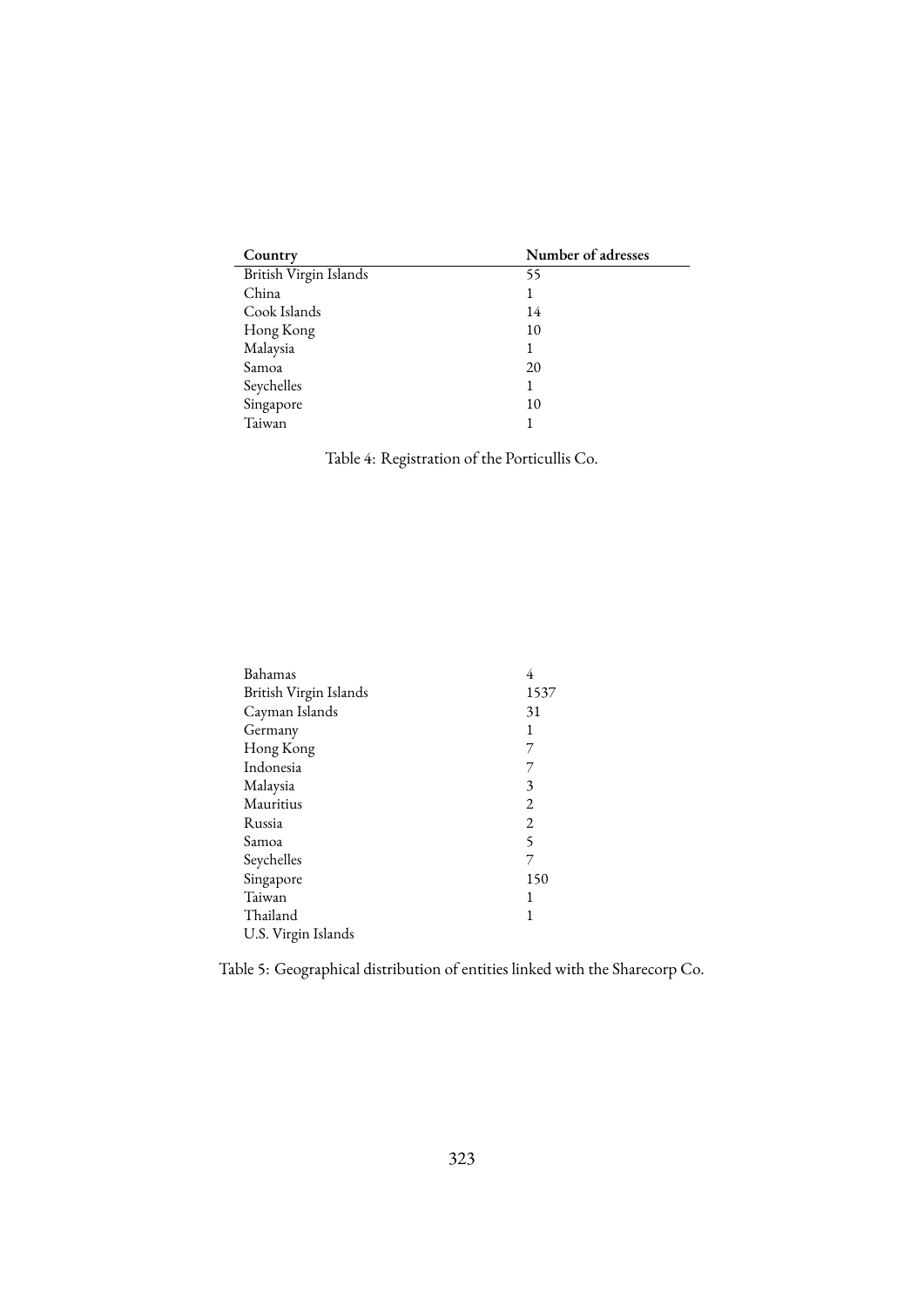| Country | Number of adresses |
|---|---|
| British Virgin Islands | 55 |
| China | 1 |
| Cook Islands | 14 |
| Hong Kong | 10 |
| Malaysia | 1 |
| Samoa | 20 |
| Seychelles | 1 |
| Singapore | 10 |
| Taiwan | 1 |

Table 4: Registration of the Porticullis Co.

| | |
|---|---|
| Bahamas | 4 |
| British Virgin Islands | 1537 |
| Cayman Islands | 31 |
| Germany | 1 |
| Hong Kong | 7 |
| Indonesia | 7 |
| Malaysia | 3 |
| Mauritius | 2 |
| Russia | 2 |
| Samoa | 5 |
| Seychelles | 7 |
| Singapore | 150 |
| Taiwan | 1 |
| Thailand | 1 |
| U.S. Virgin Islands | |

Table 5: Geographical distribution of entities linked with the Sharecorp Co.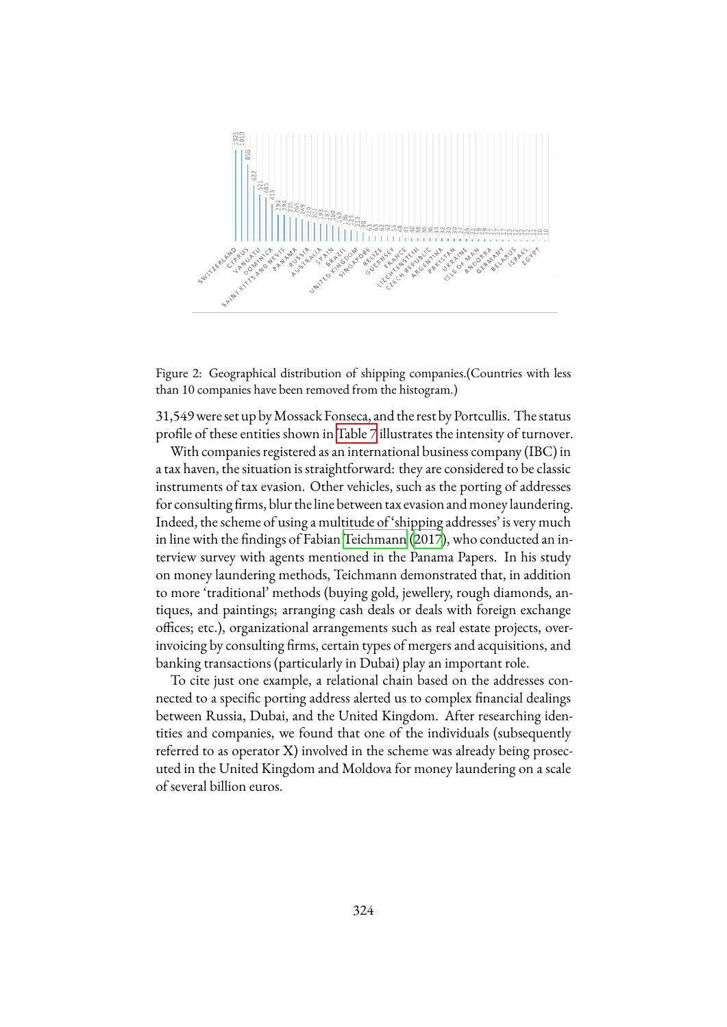Figure 2: Geographical distribution of shipping companies.(Countries with less than 10 companies have been removed from the histogram.)

31,549 were set up by Mossack Fonseca, and the rest by Portcullis. The status profile of these entities shown in Table 7 illustrates the intensity of turnover.

With companies registered as an international business company (IBC) in a tax haven, the situation is straightforward: they are considered to be classic instruments of tax evasion. Other vehicles, such as the porting of addresses for consulting firms, blur the line between tax evasion and money laundering. Indeed, the scheme of using a multitude of 'shipping addresses' is very much in line with the findings of Fabian Teichmann (2017), who conducted an interview survey with agents mentioned in the Panama Papers. In his study on money laundering methods, Teichmann demonstrated that, in addition to more 'traditional' methods (buying gold, jewellery, rough diamonds, antiques, and paintings; arranging cash deals or deals with foreign exchange offices; etc.), organizational arrangements such as real estate projects, overinvoicing by consulting firms, certain types of mergers and acquisitions, and banking transactions (particularly in Dubai) play an important role.

To cite just one example, a relational chain based on the addresses connected to a specific porting address alerted us to complex financial dealings between Russia, Dubai, and the United Kingdom. After researching identities and companies, we found that one of the individuals (subsequently referred to as operator X) involved in the scheme was already being prosecuted in the United Kingdom and Moldova for money laundering on a scale of several billion euros.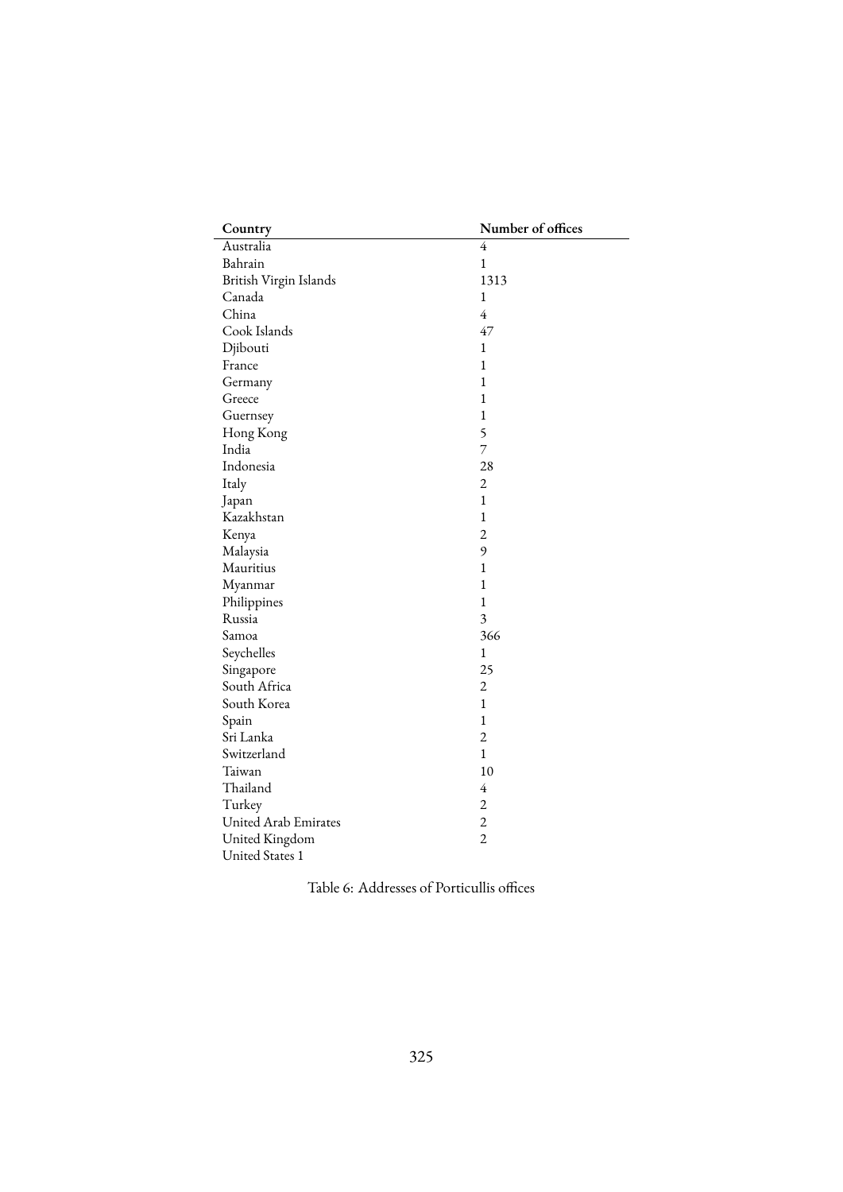| Country | Number of offices |
|---|---|
| Australia | 4 |
| Bahrain | 1 |
| British Virgin Islands | 1313 |
| Canada | 1 |
| China | 4 |
| Cook Islands | 47 |
| Djibouti | 1 |
| France | 1 |
| Germany | 1 |
| Greece | 1 |
| Guernsey | 1 |
| Hong Kong | 5 |
| India | 7 |
| Indonesia | 28 |
| Italy | 2 |
| Japan | 1 |
| Kazakhstan | 1 |
| Kenya | 2 |
| Malaysia | 9 |
| Mauritius | 1 |
| Myanmar | 1 |
| Philippines | 1 |
| Russia | 3 |
| Samoa | 366 |
| Seychelles | 1 |
| Singapore | 25 |
| South Africa | 2 |
| South Korea | 1 |
| Spain | 1 |
| Sri Lanka | 2 |
| Switzerland | 1 |
| Taiwan | 10 |
| Thailand | 4 |
| Turkey | 2 |
| United Arab Emirates | 2 |
| United Kingdom | 2 |
| United States 1 | |

Table 6: Addresses of Porticullis offices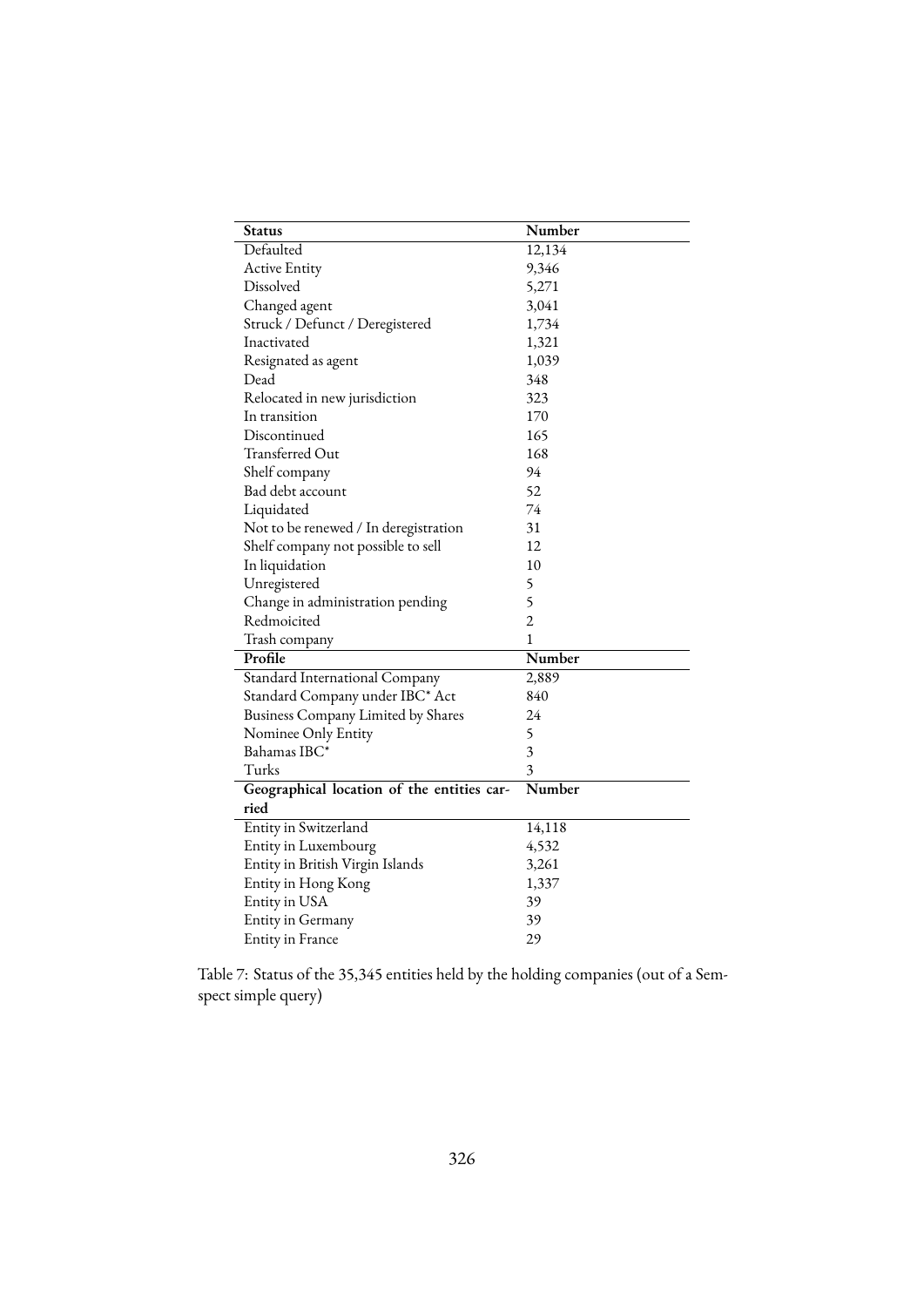| Status | Number |
|---|---|
| Defaulted | 12,134 |
| Active Entity | 9,346 |
| Dissolved | 5,271 |
| Changed agent | 3,041 |
| Struck / Defunct / Deregistered | 1,734 |
| Inactivated | 1,321 |
| Resignated as agent | 1,039 |
| Dead | 348 |
| Relocated in new jurisdiction | 323 |
| In transition | 170 |
| Discontinued | 165 |
| Transferred Out | 168 |
| Shelf company | 94 |
| Bad debt account | 52 |
| Liquidated | 74 |
| Not to be renewed / In deregistration | 31 |
| Shelf company not possible to sell | 12 |
| In liquidation | 10 |
| Unregistered | 5 |
| Change in administration pending | 5 |
| Redmoicited | 2 |
| Trash company | 1 |
| **Profile** | **Number** |
| Standard International Company | 2,889 |
| Standard Company under IBC* Act | 840 |
| Business Company Limited by Shares | 24 |
| Nominee Only Entity | 5 |
| Bahamas IBC* | 3 |
| Turks | 3 |
| **Geographical location of the entities carried** | **Number** |
| Entity in Switzerland | 14,118 |
| Entity in Luxembourg | 4,532 |
| Entity in British Virgin Islands | 3,261 |
| Entity in Hong Kong | 1,337 |
| Entity in USA | 39 |
| Entity in Germany | 39 |
| Entity in France | 29 |

Table 7: Status of the 35,345 entities held by the holding companies (out of a Semspect simple query)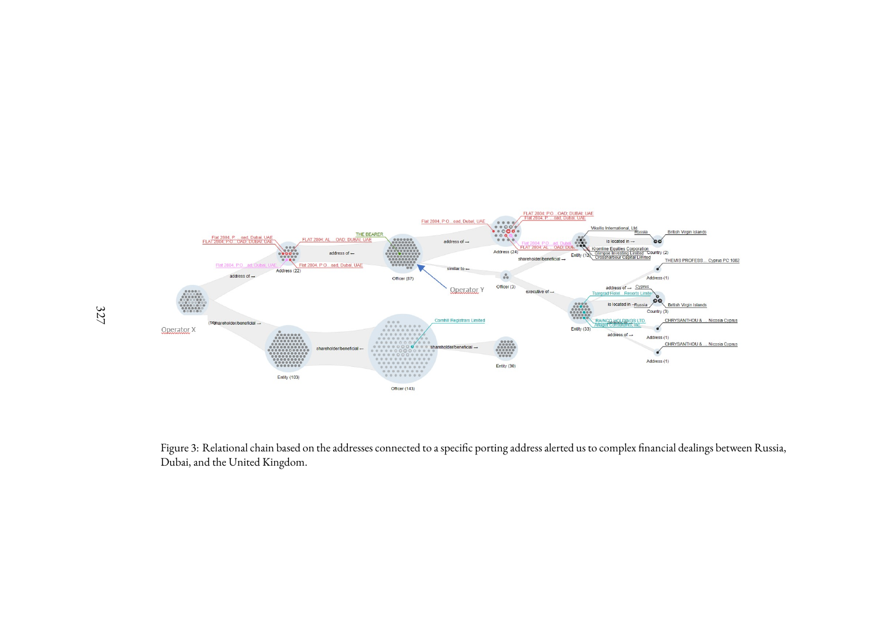Figure 3: Relational chain based on the addresses connected to a specific porting address alerted us to complex financial dealings between Russia, Dubai, and the United Kingdom.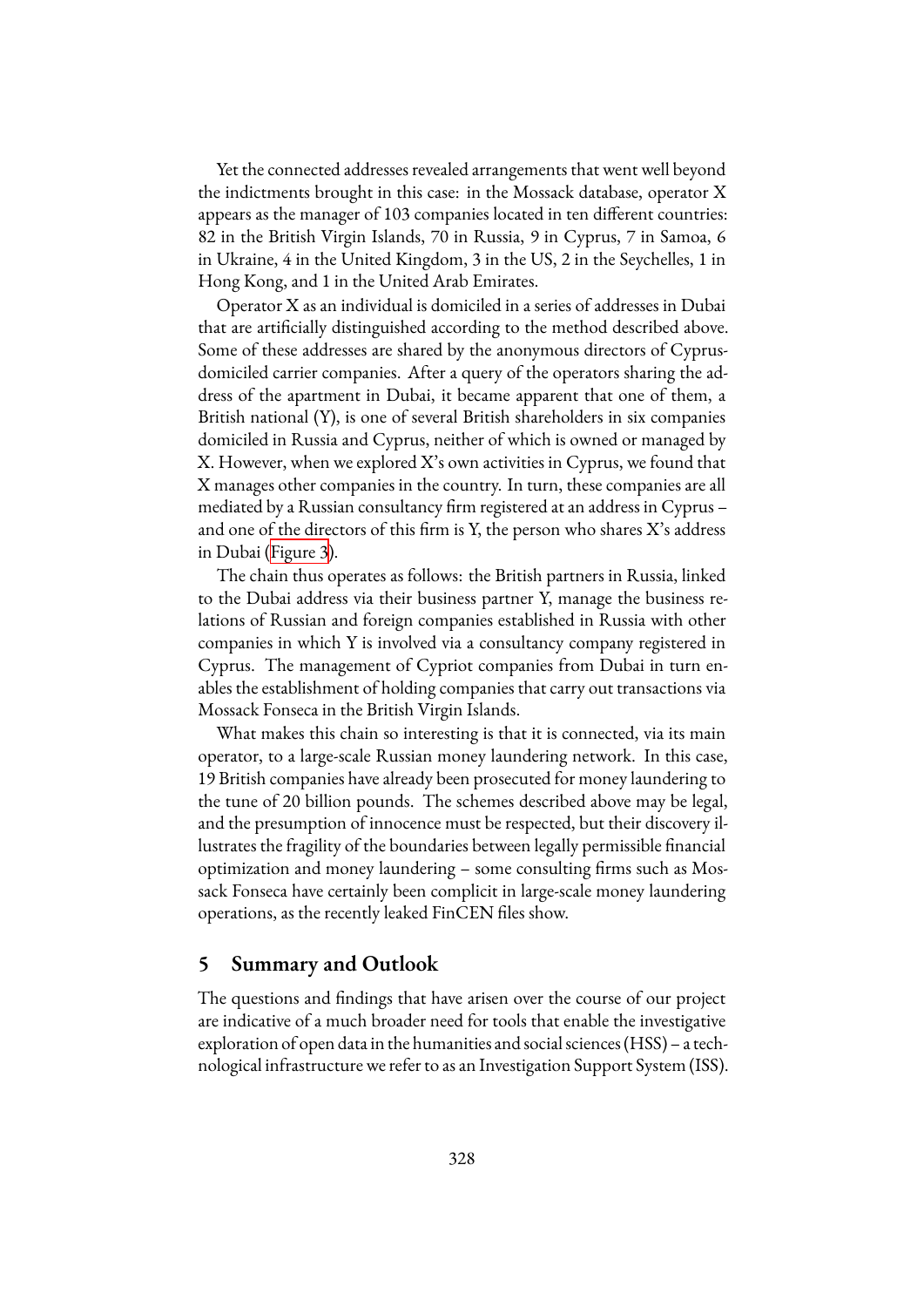Yet the connected addresses revealed arrangements that went well beyond the indictments brought in this case: in the Mossack database, operator X appears as the manager of 103 companies located in ten different countries: 82 in the British Virgin Islands, 70 in Russia, 9 in Cyprus, 7 in Samoa, 6 in Ukraine, 4 in the United Kingdom, 3 in the US, 2 in the Seychelles, 1 in Hong Kong, and 1 in the United Arab Emirates.

Operator X as an individual is domiciled in a series of addresses in Dubai that are artificially distinguished according to the method described above. Some of these addresses are shared by the anonymous directors of Cyprus-domiciled carrier companies. After a query of the operators sharing the address of the apartment in Dubai, it became apparent that one of them, a British national (Y), is one of several British shareholders in six companies domiciled in Russia and Cyprus, neither of which is owned or managed by X. However, when we explored X's own activities in Cyprus, we found that X manages other companies in the country. In turn, these companies are all mediated by a Russian consultancy firm registered at an address in Cyprus – and one of the directors of this firm is Y, the person who shares X's address in Dubai (Figure 3).

The chain thus operates as follows: the British partners in Russia, linked to the Dubai address via their business partner Y, manage the business relations of Russian and foreign companies established in Russia with other companies in which Y is involved via a consultancy company registered in Cyprus. The management of Cypriot companies from Dubai in turn enables the establishment of holding companies that carry out transactions via Mossack Fonseca in the British Virgin Islands.

What makes this chain so interesting is that it is connected, via its main operator, to a large-scale Russian money laundering network. In this case, 19 British companies have already been prosecuted for money laundering to the tune of 20 billion pounds. The schemes described above may be legal, and the presumption of innocence must be respected, but their discovery illustrates the fragility of the boundaries between legally permissible financial optimization and money laundering – some consulting firms such as Mossack Fonseca have certainly been complicit in large-scale money laundering operations, as the recently leaked FinCEN files show.

## 5 Summary and Outlook

The questions and findings that have arisen over the course of our project are indicative of a much broader need for tools that enable the investigative exploration of open data in the humanities and social sciences (HSS) – a technological infrastructure we refer to as an Investigation Support System (ISS).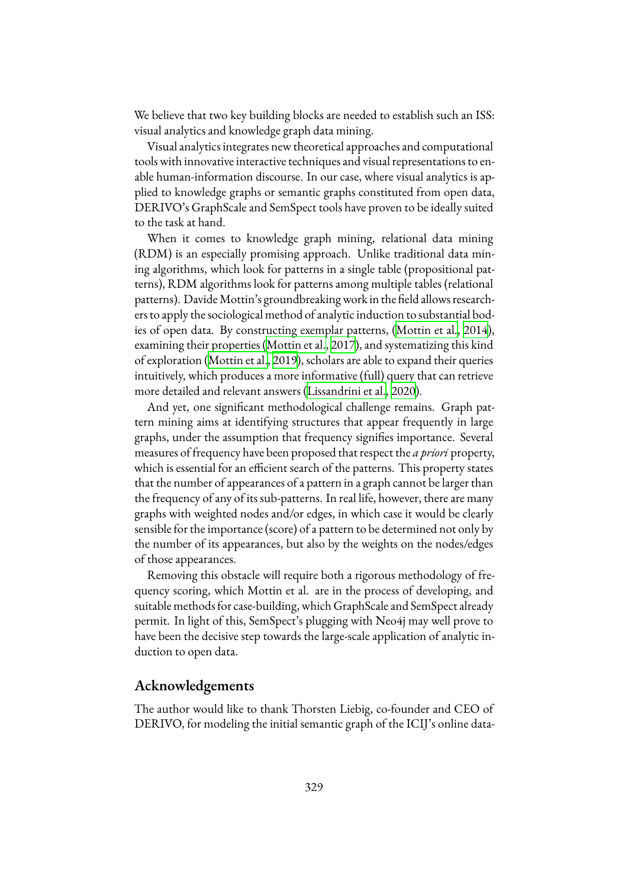We believe that two key building blocks are needed to establish such an ISS: visual analytics and knowledge graph data mining.

Visual analytics integrates new theoretical approaches and computational tools with innovative interactive techniques and visual representations to enable human-information discourse. In our case, where visual analytics is applied to knowledge graphs or semantic graphs constituted from open data, DERIVO's GraphScale and SemSpect tools have proven to be ideally suited to the task at hand.

When it comes to knowledge graph mining, relational data mining (RDM) is an especially promising approach. Unlike traditional data mining algorithms, which look for patterns in a single table (propositional patterns), RDM algorithms look for patterns among multiple tables (relational patterns). Davide Mottin's groundbreaking work in the field allows researchers to apply the sociological method of analytic induction to substantial bodies of open data. By constructing exemplar patterns, (Mottin et al., 2014), examining their properties (Mottin et al., 2017), and systematizing this kind of exploration (Mottin et al., 2019), scholars are able to expand their queries intuitively, which produces a more informative (full) query that can retrieve more detailed and relevant answers (Lissandrini et al., 2020).

And yet, one significant methodological challenge remains. Graph pattern mining aims at identifying structures that appear frequently in large graphs, under the assumption that frequency signifies importance. Several measures of frequency have been proposed that respect the *a priori* property, which is essential for an efficient search of the patterns. This property states that the number of appearances of a pattern in a graph cannot be larger than the frequency of any of its sub-patterns. In real life, however, there are many graphs with weighted nodes and/or edges, in which case it would be clearly sensible for the importance (score) of a pattern to be determined not only by the number of its appearances, but also by the weights on the nodes/edges of those appearances.

Removing this obstacle will require both a rigorous methodology of frequency scoring, which Mottin et al. are in the process of developing, and suitable methods for case-building, which GraphScale and SemSpect already permit. In light of this, SemSpect's plugging with Neo4j may well prove to have been the decisive step towards the large-scale application of analytic induction to open data.

## Acknowledgements

The author would like to thank Thorsten Liebig, co-founder and CEO of DERIVO, for modeling the initial semantic graph of the ICIJ's online data-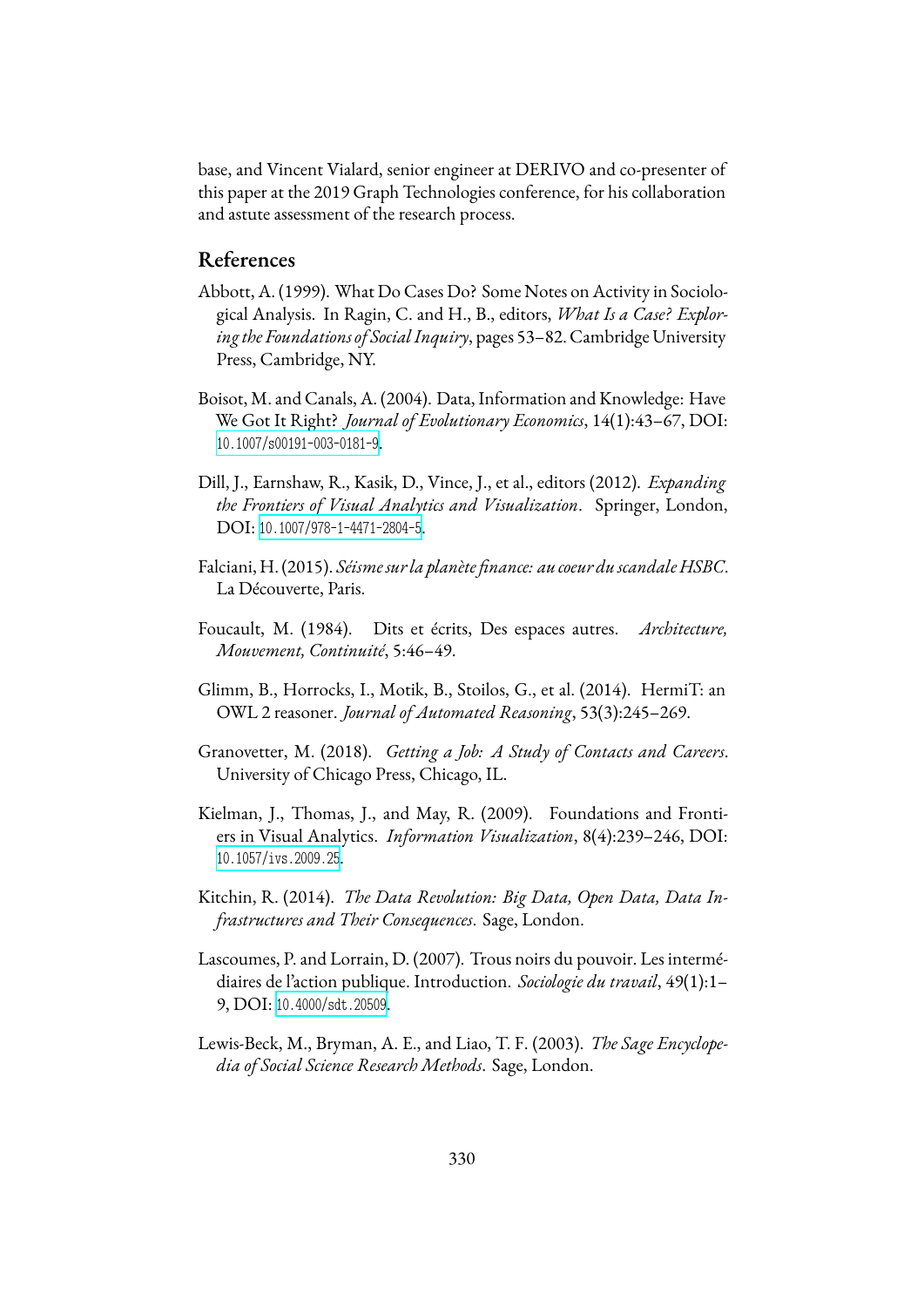base, and Vincent Vialard, senior engineer at DERIVO and co-presenter of this paper at the 2019 Graph Technologies conference, for his collaboration and astute assessment of the research process.

## References

Abbott, A. (1999). What Do Cases Do? Some Notes on Activity in Sociological Analysis. In Ragin, C. and H., B., editors, *What Is a Case? Exploring the Foundations of Social Inquiry*, pages 53–82. Cambridge University Press, Cambridge, NY.

Boisot, M. and Canals, A. (2004). Data, Information and Knowledge: Have We Got It Right? *Journal of Evolutionary Economics*, 14(1):43–67, DOI: 10.1007/s00191-003-0181-9.

Dill, J., Earnshaw, R., Kasik, D., Vince, J., et al., editors (2012). *Expanding the Frontiers of Visual Analytics and Visualization*. Springer, London, DOI: 10.1007/978-1-4471-2804-5.

Falciani, H. (2015). *Séisme sur la planète finance: au coeur du scandale HSBC*. La Découverte, Paris.

Foucault, M. (1984). Dits et écrits, Des espaces autres. *Architecture, Mouvement, Continuité*, 5:46–49.

Glimm, B., Horrocks, I., Motik, B., Stoilos, G., et al. (2014). HermiT: an OWL 2 reasoner. *Journal of Automated Reasoning*, 53(3):245–269.

Granovetter, M. (2018). *Getting a Job: A Study of Contacts and Careers*. University of Chicago Press, Chicago, IL.

Kielman, J., Thomas, J., and May, R. (2009). Foundations and Frontiers in Visual Analytics. *Information Visualization*, 8(4):239–246, DOI: 10.1057/ivs.2009.25.

Kitchin, R. (2014). *The Data Revolution: Big Data, Open Data, Data Infrastructures and Their Consequences*. Sage, London.

Lascoumes, P. and Lorrain, D. (2007). Trous noirs du pouvoir. Les intermédiaires de l'action publique. Introduction. *Sociologie du travail*, 49(1):1–9, DOI: 10.4000/sdt.20509.

Lewis-Beck, M., Bryman, A. E., and Liao, T. F. (2003). *The Sage Encyclopedia of Social Science Research Methods*. Sage, London.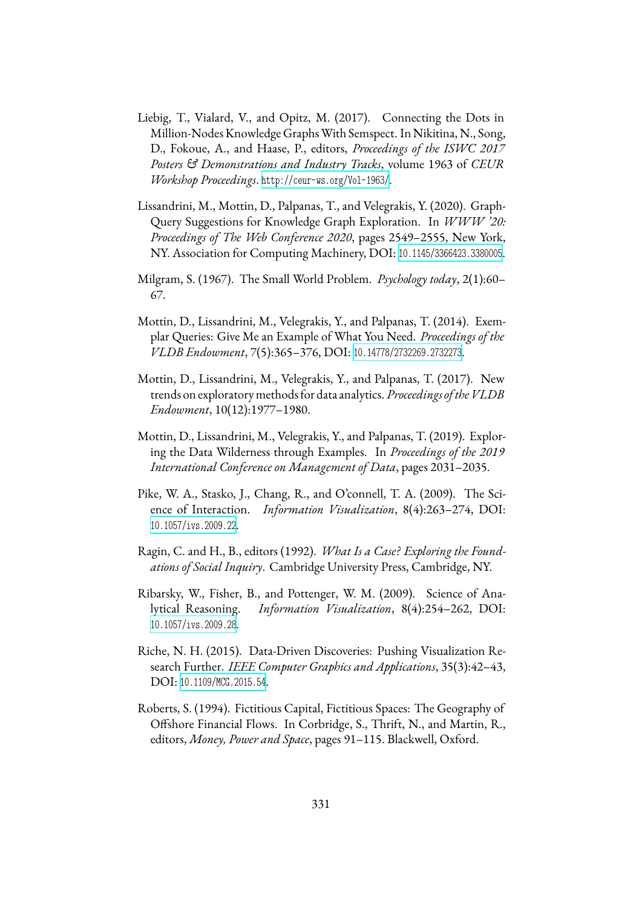Liebig, T., Vialard, V., and Opitz, M. (2017). Connecting the Dots in Million-Nodes Knowledge Graphs With Semspect. In Nikitina, N., Song, D., Fokoue, A., and Haase, P., editors, *Proceedings of the ISWC 2017 Posters & Demonstrations and Industry Tracks*, volume 1963 of *CEUR Workshop Proceedings*. http://ceur-ws.org/Vol-1963/.

Lissandrini, M., Mottin, D., Palpanas, T., and Velegrakis, Y. (2020). Graph-Query Suggestions for Knowledge Graph Exploration. In *WWW '20: Proceedings of The Web Conference 2020*, pages 2549–2555, New York, NY. Association for Computing Machinery, DOI: 10.1145/3366423.3380005.

Milgram, S. (1967). The Small World Problem. *Psychology today*, 2(1):60–67.

Mottin, D., Lissandrini, M., Velegrakis, Y., and Palpanas, T. (2014). Exemplar Queries: Give Me an Example of What You Need. *Proceedings of the VLDB Endowment*, 7(5):365–376, DOI: 10.14778/2732269.2732273.

Mottin, D., Lissandrini, M., Velegrakis, Y., and Palpanas, T. (2017). New trends on exploratory methods for data analytics. *Proceedings of the VLDB Endowment*, 10(12):1977–1980.

Mottin, D., Lissandrini, M., Velegrakis, Y., and Palpanas, T. (2019). Exploring the Data Wilderness through Examples. In *Proceedings of the 2019 International Conference on Management of Data*, pages 2031–2035.

Pike, W. A., Stasko, J., Chang, R., and O'connell, T. A. (2009). The Science of Interaction. *Information Visualization*, 8(4):263–274, DOI: 10.1057/ivs.2009.22.

Ragin, C. and H., B., editors (1992). *What Is a Case? Exploring the Foundations of Social Inquiry*. Cambridge University Press, Cambridge, NY.

Ribarsky, W., Fisher, B., and Pottenger, W. M. (2009). Science of Analytical Reasoning. *Information Visualization*, 8(4):254–262, DOI: 10.1057/ivs.2009.28.

Riche, N. H. (2015). Data-Driven Discoveries: Pushing Visualization Research Further. *IEEE Computer Graphics and Applications*, 35(3):42–43, DOI: 10.1109/MCG.2015.54.

Roberts, S. (1994). Fictitious Capital, Fictitious Spaces: The Geography of Offshore Financial Flows. In Corbridge, S., Thrift, N., and Martin, R., editors, *Money, Power and Space*, pages 91–115. Blackwell, Oxford.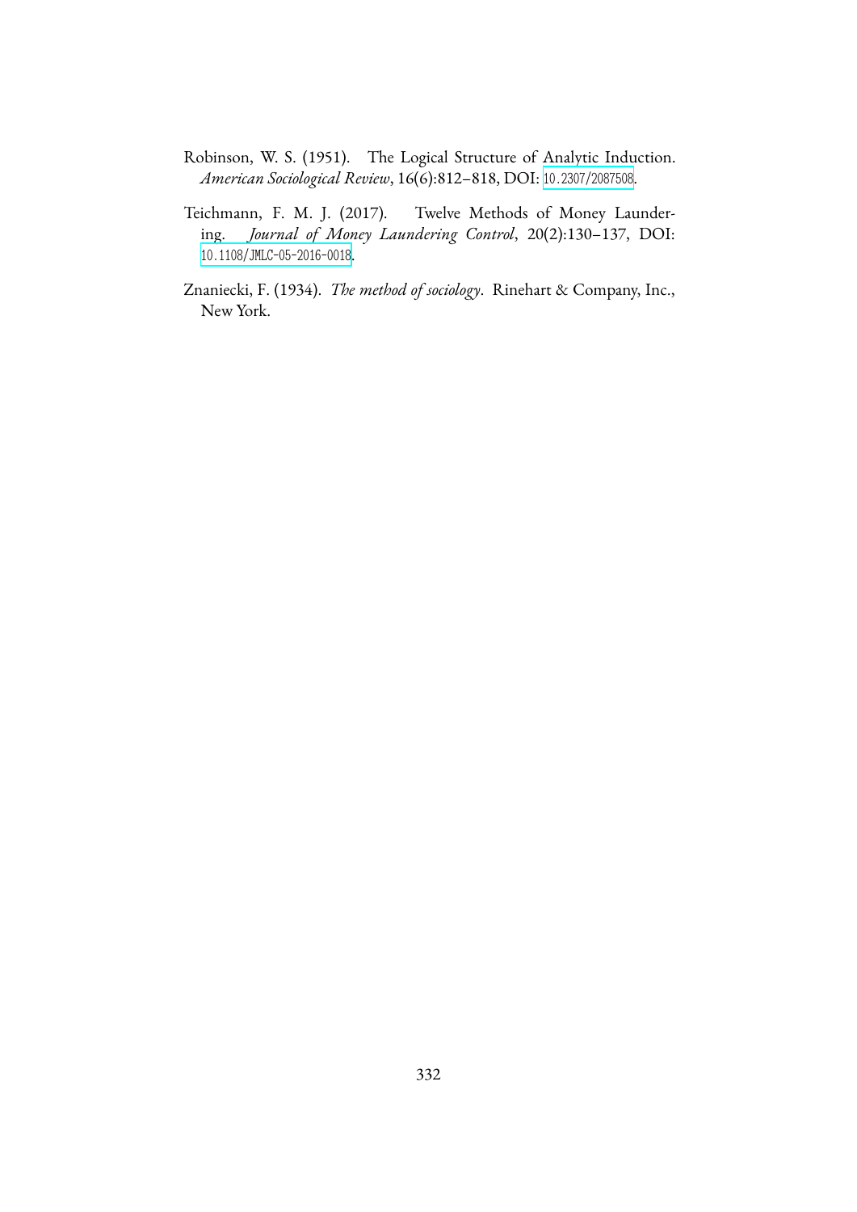Robinson, W. S. (1951). The Logical Structure of Analytic Induction. *American Sociological Review*, 16(6):812–818, DOI: 10.2307/2087508.

Teichmann, F. M. J. (2017). Twelve Methods of Money Laundering. *Journal of Money Laundering Control*, 20(2):130–137, DOI: 10.1108/JMLC-05-2016-0018.

Znaniecki, F. (1934). *The method of sociology*. Rinehart & Company, Inc., New York.